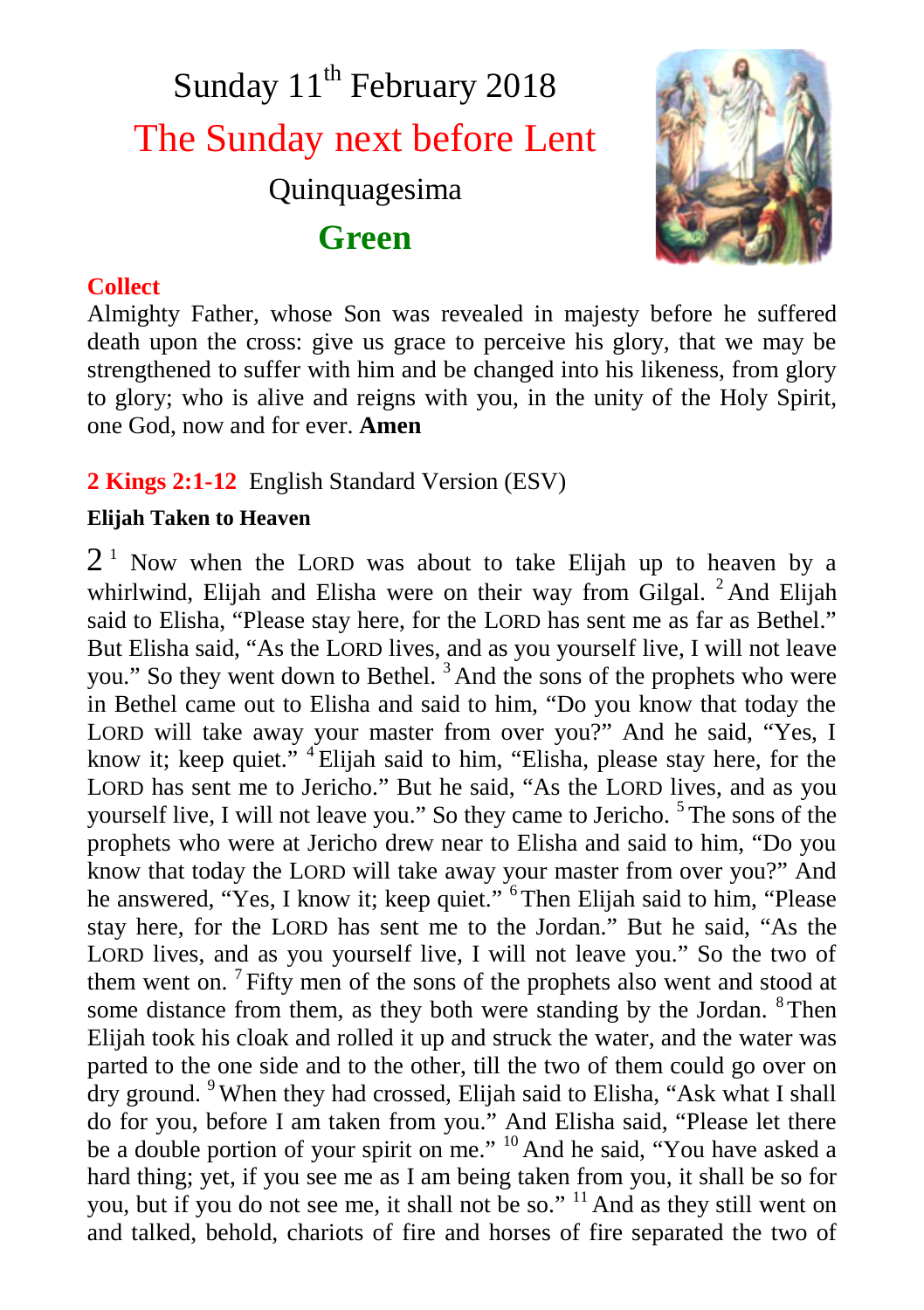# Sunday 11th February 2018

## The Sunday next before Lent

### Quinquagesima

### Green

**Collect**

Almighty Father, whose Son was revealed in majesty before he suffered death upon the cross: give us grace to perceive his glory, that we may be strengthened to suffer with him and be changed into his likeness, from glory to glory; who is alive and reigns with you, in the unity of the Holy Spirit, one God, now and for ever. **Amen**

**2 Kings 2:1-12** English Standard Version (ESV)

**Elijah Taken to Heaven**

2 [1] Now when the LORD was about to take Elijah up to heaven by a whirlwind, Elijah and Elisha were on their way from Gilgal. [2] And Elijah said to Elisha, "Please stay here, for the LORD has sent me as far as Bethel." But Elisha said, "As the LORD lives, and as you yourself live, I will not leave you." So they went down to Bethel. [3] And the sons of the prophets who were in Bethel came out to Elisha and said to him, "Do you know that today the LORD will take away your master from over you?" And he said, "Yes, I know it; keep quiet." [4] Elijah said to him, "Elisha, please stay here, for the LORD has sent me to Jericho." But he said, "As the LORD lives, and as you yourself live, I will not leave you." So they came to Jericho. [5] The sons of the prophets who were at Jericho drew near to Elisha and said to him, "Do you know that today the LORD will take away your master from over you?" And he answered, "Yes, I know it; keep quiet." [6] Then Elijah said to him, "Please stay here, for the LORD has sent me to the Jordan." But he said, "As the LORD lives, and as you yourself live, I will not leave you." So the two of them went on. [7] Fifty men of the sons of the prophets also went and stood at some distance from them, as they both were standing by the Jordan. [8] Then Elijah took his cloak and rolled it up and struck the water, and the water was parted to the one side and to the other, till the two of them could go over on dry ground. [9] When they had crossed, Elijah said to Elisha, "Ask what I shall do for you, before I am taken from you." And Elisha said, "Please let there be a double portion of your spirit on me." [10] And he said, "You have asked a hard thing; yet, if you see me as I am being taken from you, it shall be so for you, but if you do not see me, it shall not be so." [11] And as they still went on and talked, behold, chariots of fire and horses of fire separated the two of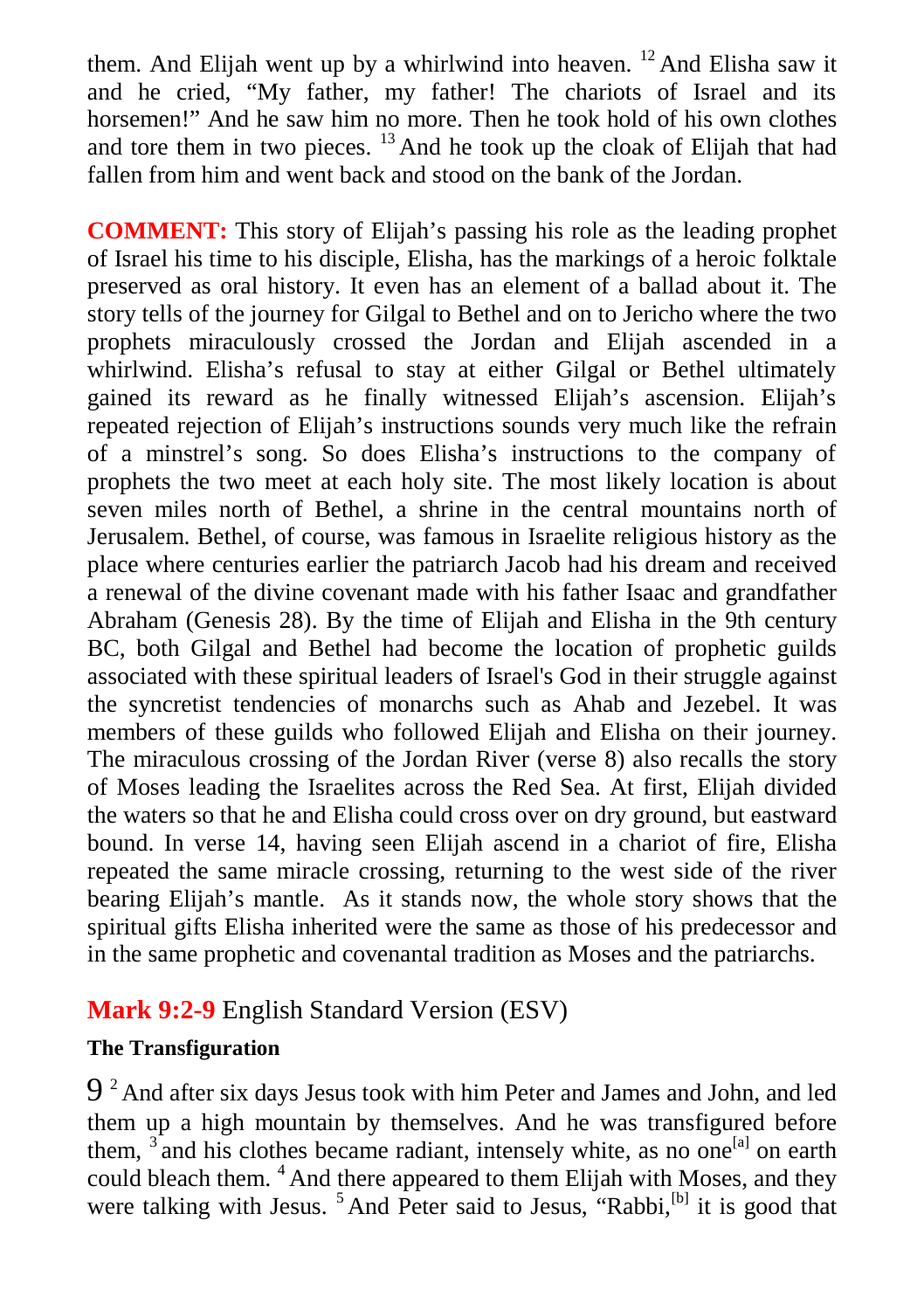them. And Elijah went up by a whirlwind into heaven. [12] And Elisha saw it and he cried, "My father, my father! The chariots of Israel and its horsemen!" And he saw him no more. Then he took hold of his own clothes and tore them in two pieces. [13] And he took up the cloak of Elijah that had fallen from him and went back and stood on the bank of the Jordan.

**COMMENT:** This story of Elijah's passing his role as the leading prophet of Israel his time to his disciple, Elisha, has the markings of a heroic folktale preserved as oral history. It even has an element of a ballad about it. The story tells of the journey for Gilgal to Bethel and on to Jericho where the two prophets miraculously crossed the Jordan and Elijah ascended in a whirlwind. Elisha's refusal to stay at either Gilgal or Bethel ultimately gained its reward as he finally witnessed Elijah's ascension. Elijah's repeated rejection of Elijah's instructions sounds very much like the refrain of a minstrel's song. So does Elisha's instructions to the company of prophets the two meet at each holy site. The most likely location is about seven miles north of Bethel, a shrine in the central mountains north of Jerusalem. Bethel, of course, was famous in Israelite religious history as the place where centuries earlier the patriarch Jacob had his dream and received a renewal of the divine covenant made with his father Isaac and grandfather Abraham (Genesis 28). By the time of Elijah and Elisha in the 9th century BC, both Gilgal and Bethel had become the location of prophetic guilds associated with these spiritual leaders of Israel's God in their struggle against the syncretist tendencies of monarchs such as Ahab and Jezebel. It was members of these guilds who followed Elijah and Elisha on their journey. The miraculous crossing of the Jordan River (verse 8) also recalls the story of Moses leading the Israelites across the Red Sea. At first, Elijah divided the waters so that he and Elisha could cross over on dry ground, but eastward bound. In verse 14, having seen Elijah ascend in a chariot of fire, Elisha repeated the same miracle crossing, returning to the west side of the river bearing Elijah's mantle. As it stands now, the whole story shows that the spiritual gifts Elisha inherited were the same as those of his predecessor and in the same prophetic and covenantal tradition as Moses and the patriarchs.

## Mark 9:2-9 English Standard Version (ESV)

**The Transfiguration**

9 [2] And after six days Jesus took with him Peter and James and John, and led them up a high mountain by themselves. And he was transfigured before them, [3] and his clothes became radiant, intensely white, as no one[a] on earth could bleach them. [4] And there appeared to them Elijah with Moses, and they were talking with Jesus. [5] And Peter said to Jesus, "Rabbi,[b] it is good that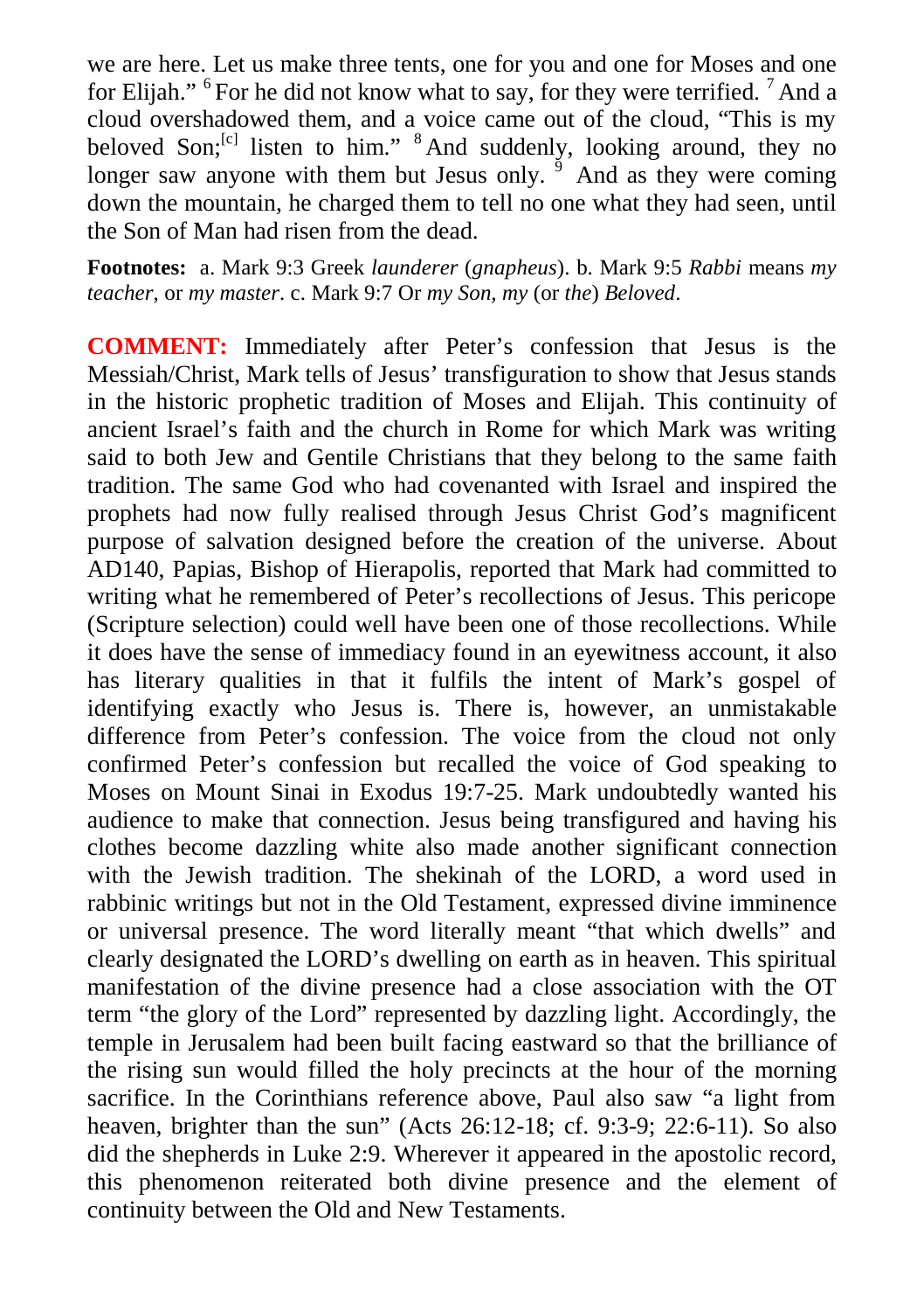we are here. Let us make three tents, one for you and one for Moses and one for Elijah." [6] For he did not know what to say, for they were terrified. [7] And a cloud overshadowed them, and a voice came out of the cloud, "This is my beloved Son;[c] listen to him." [8] And suddenly, looking around, they no longer saw anyone with them but Jesus only. [9] And as they were coming down the mountain, he charged them to tell no one what they had seen, until the Son of Man had risen from the dead.

**Footnotes:** a. Mark 9:3 Greek *launderer* (*gnapheus*). b. Mark 9:5 *Rabbi* means *my teacher*, or *my master*. c. Mark 9:7 Or *my Son, my* (or *the*) *Beloved*.

**COMMENT:** Immediately after Peter's confession that Jesus is the Messiah/Christ, Mark tells of Jesus' transfiguration to show that Jesus stands in the historic prophetic tradition of Moses and Elijah. This continuity of ancient Israel's faith and the church in Rome for which Mark was writing said to both Jew and Gentile Christians that they belong to the same faith tradition. The same God who had covenanted with Israel and inspired the prophets had now fully realised through Jesus Christ God's magnificent purpose of salvation designed before the creation of the universe. About AD140, Papias, Bishop of Hierapolis, reported that Mark had committed to writing what he remembered of Peter's recollections of Jesus. This pericope (Scripture selection) could well have been one of those recollections. While it does have the sense of immediacy found in an eyewitness account, it also has literary qualities in that it fulfils the intent of Mark's gospel of identifying exactly who Jesus is. There is, however, an unmistakable difference from Peter's confession. The voice from the cloud not only confirmed Peter's confession but recalled the voice of God speaking to Moses on Mount Sinai in Exodus 19:7-25. Mark undoubtedly wanted his audience to make that connection. Jesus being transfigured and having his clothes become dazzling white also made another significant connection with the Jewish tradition. The shekinah of the LORD, a word used in rabbinic writings but not in the Old Testament, expressed divine imminence or universal presence. The word literally meant "that which dwells" and clearly designated the LORD's dwelling on earth as in heaven. This spiritual manifestation of the divine presence had a close association with the OT term "the glory of the Lord" represented by dazzling light. Accordingly, the temple in Jerusalem had been built facing eastward so that the brilliance of the rising sun would filled the holy precincts at the hour of the morning sacrifice. In the Corinthians reference above, Paul also saw "a light from heaven, brighter than the sun" (Acts 26:12-18; cf. 9:3-9; 22:6-11). So also did the shepherds in Luke 2:9. Wherever it appeared in the apostolic record, this phenomenon reiterated both divine presence and the element of continuity between the Old and New Testaments.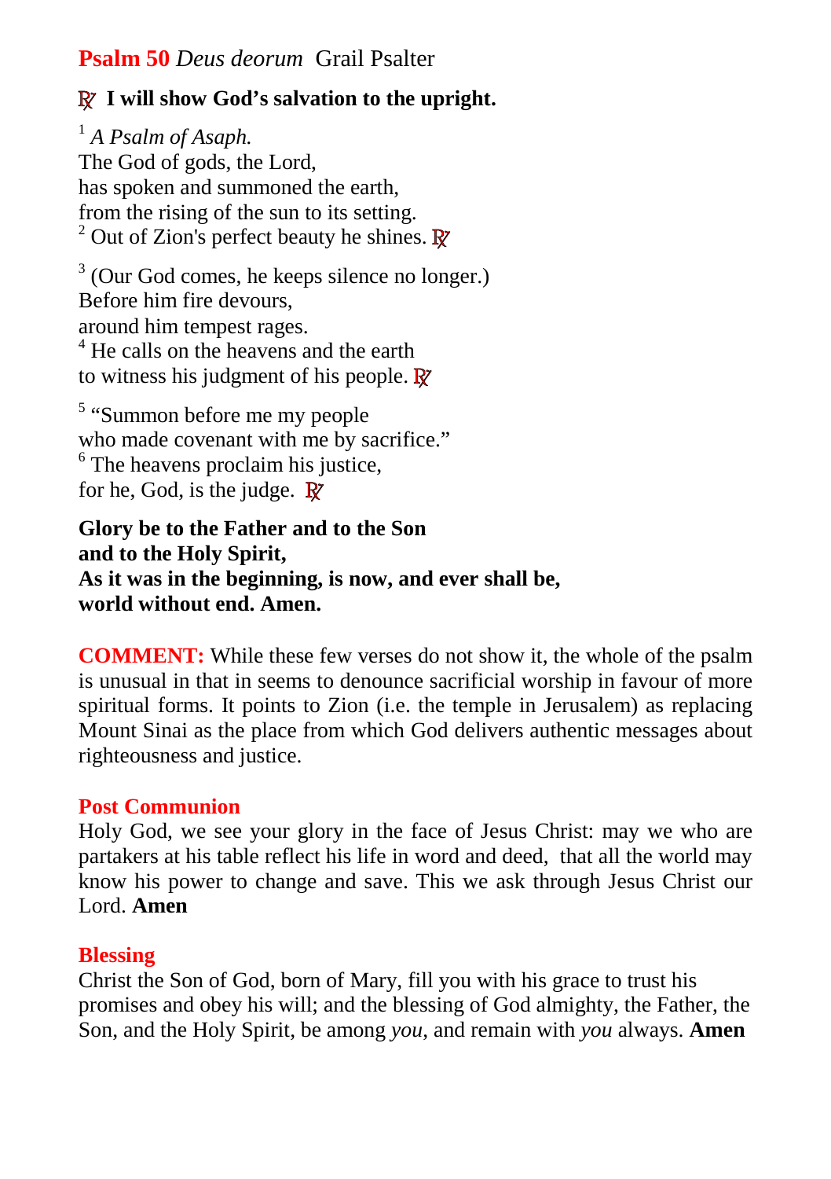## **Psalm 50** *Deus deorum* Grail Psalter

℟ **I will show God's salvation to the upright.**

[1] *A Psalm of Asaph.*
The God of gods, the Lord,
has spoken and summoned the earth,
from the rising of the sun to its setting.
[2] Out of Zion's perfect beauty he shines. ℟

[3] (Our God comes, he keeps silence no longer.)
Before him fire devours,
around him tempest rages.
[4] He calls on the heavens and the earth
to witness his judgment of his people. ℟

[5] "Summon before me my people
who made covenant with me by sacrifice."
[6] The heavens proclaim his justice,
for he, God, is the judge. ℟

**Glory be to the Father and to the Son**
**and to the Holy Spirit,**
**As it was in the beginning, is now, and ever shall be,**
**world without end. Amen.**

**COMMENT:** While these few verses do not show it, the whole of the psalm is unusual in that in seems to denounce sacrificial worship in favour of more spiritual forms. It points to Zion (i.e. the temple in Jerusalem) as replacing Mount Sinai as the place from which God delivers authentic messages about righteousness and justice.

### Post Communion

Holy God, we see your glory in the face of Jesus Christ: may we who are partakers at his table reflect his life in word and deed, that all the world may know his power to change and save. This we ask through Jesus Christ our Lord. **Amen**

### Blessing

Christ the Son of God, born of Mary, fill you with his grace to trust his promises and obey his will; and the blessing of God almighty, the Father, the Son, and the Holy Spirit, be among *you*, and remain with *you* always. **Amen**